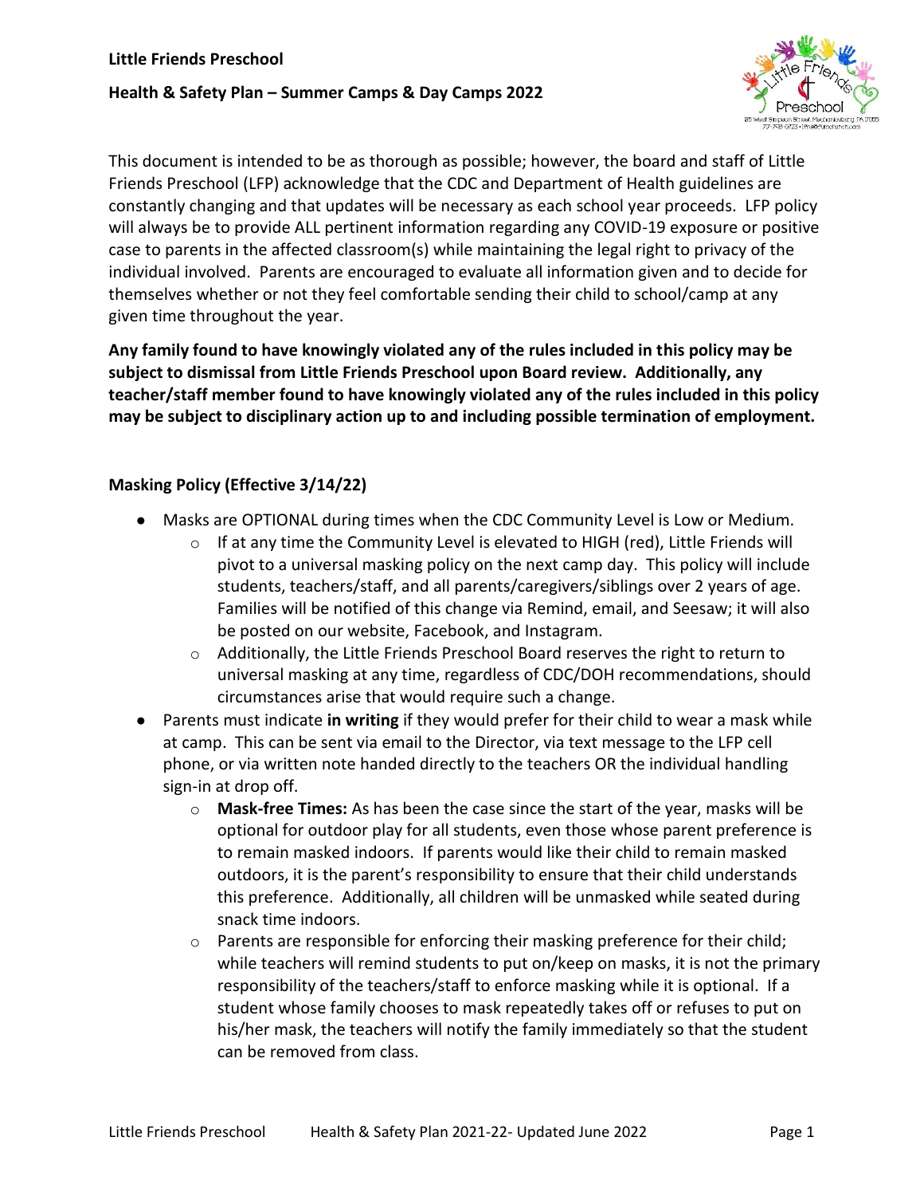**Little Friends Preschool**

**Health & Safety Plan – Summer Camps & Day Camps 2022**

This document is intended to be as thorough as possible; however, the board and staff of Little Friends Preschool (LFP) acknowledge that the CDC and Department of Health guidelines are constantly changing and that updates will be necessary as each school year proceeds. LFP policy will always be to provide ALL pertinent information regarding any COVID-19 exposure or positive case to parents in the affected classroom(s) while maintaining the legal right to privacy of the individual involved. Parents are encouraged to evaluate all information given and to decide for themselves whether or not they feel comfortable sending their child to school/camp at any given time throughout the year.

**Any family found to have knowingly violated any of the rules included in this policy may be subject to dismissal from Little Friends Preschool upon Board review. Additionally, any teacher/staff member found to have knowingly violated any of the rules included in this policy may be subject to disciplinary action up to and including possible termination of employment.**

### Masking Policy (Effective 3/14/22)

- Masks are OPTIONAL during times when the CDC Community Level is Low or Medium.
  - If at any time the Community Level is elevated to HIGH (red), Little Friends will pivot to a universal masking policy on the next camp day. This policy will include students, teachers/staff, and all parents/caregivers/siblings over 2 years of age. Families will be notified of this change via Remind, email, and Seesaw; it will also be posted on our website, Facebook, and Instagram.
  - Additionally, the Little Friends Preschool Board reserves the right to return to universal masking at any time, regardless of CDC/DOH recommendations, should circumstances arise that would require such a change.
- Parents must indicate **in writing** if they would prefer for their child to wear a mask while at camp. This can be sent via email to the Director, via text message to the LFP cell phone, or via written note handed directly to the teachers OR the individual handling sign-in at drop off.
  - **Mask-free Times:** As has been the case since the start of the year, masks will be optional for outdoor play for all students, even those whose parent preference is to remain masked indoors. If parents would like their child to remain masked outdoors, it is the parent's responsibility to ensure that their child understands this preference. Additionally, all children will be unmasked while seated during snack time indoors.
  - Parents are responsible for enforcing their masking preference for their child; while teachers will remind students to put on/keep on masks, it is not the primary responsibility of the teachers/staff to enforce masking while it is optional. If a student whose family chooses to mask repeatedly takes off or refuses to put on his/her mask, the teachers will notify the family immediately so that the student can be removed from class.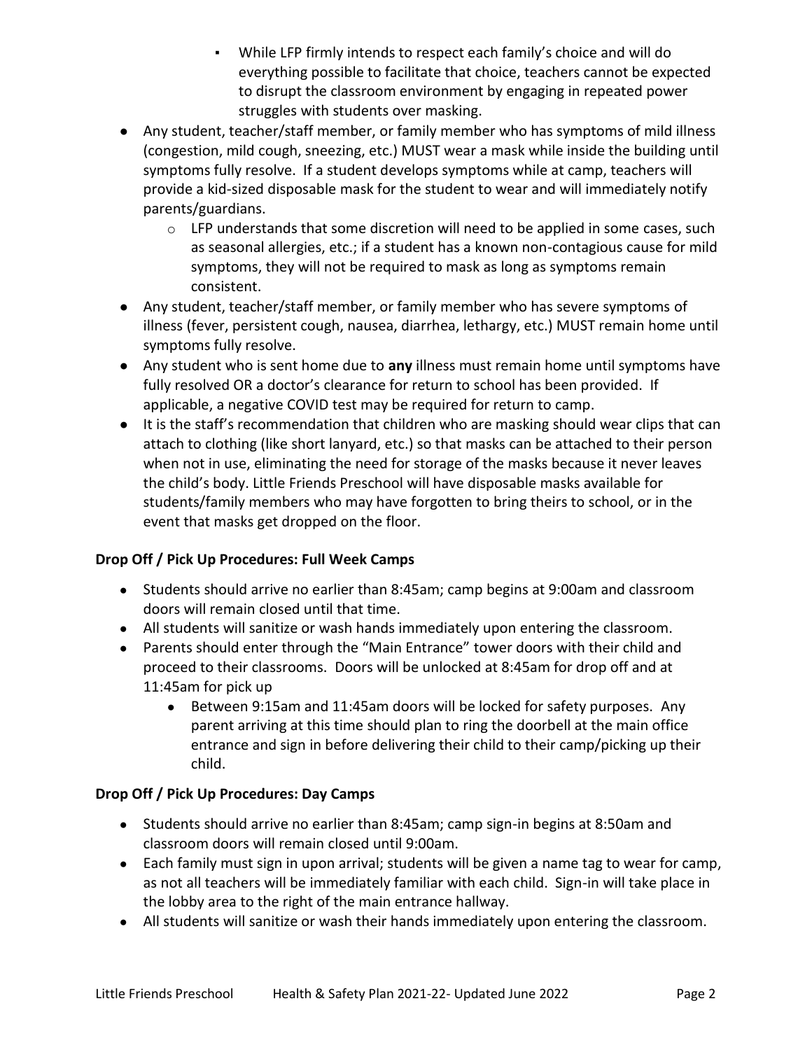- While LFP firmly intends to respect each family's choice and will do everything possible to facilitate that choice, teachers cannot be expected to disrupt the classroom environment by engaging in repeated power struggles with students over masking.
- Any student, teacher/staff member, or family member who has symptoms of mild illness (congestion, mild cough, sneezing, etc.) MUST wear a mask while inside the building until symptoms fully resolve. If a student develops symptoms while at camp, teachers will provide a kid-sized disposable mask for the student to wear and will immediately notify parents/guardians.
    - LFP understands that some discretion will need to be applied in some cases, such as seasonal allergies, etc.; if a student has a known non-contagious cause for mild symptoms, they will not be required to mask as long as symptoms remain consistent.
- Any student, teacher/staff member, or family member who has severe symptoms of illness (fever, persistent cough, nausea, diarrhea, lethargy, etc.) MUST remain home until symptoms fully resolve.
- Any student who is sent home due to **any** illness must remain home until symptoms have fully resolved OR a doctor's clearance for return to school has been provided. If applicable, a negative COVID test may be required for return to camp.
- It is the staff's recommendation that children who are masking should wear clips that can attach to clothing (like short lanyard, etc.) so that masks can be attached to their person when not in use, eliminating the need for storage of the masks because it never leaves the child's body. Little Friends Preschool will have disposable masks available for students/family members who may have forgotten to bring theirs to school, or in the event that masks get dropped on the floor.

**Drop Off / Pick Up Procedures: Full Week Camps**

- Students should arrive no earlier than 8:45am; camp begins at 9:00am and classroom doors will remain closed until that time.
- All students will sanitize or wash hands immediately upon entering the classroom.
- Parents should enter through the "Main Entrance" tower doors with their child and proceed to their classrooms. Doors will be unlocked at 8:45am for drop off and at 11:45am for pick up
    - Between 9:15am and 11:45am doors will be locked for safety purposes. Any parent arriving at this time should plan to ring the doorbell at the main office entrance and sign in before delivering their child to their camp/picking up their child.

**Drop Off / Pick Up Procedures: Day Camps**

- Students should arrive no earlier than 8:45am; camp sign-in begins at 8:50am and classroom doors will remain closed until 9:00am.
- Each family must sign in upon arrival; students will be given a name tag to wear for camp, as not all teachers will be immediately familiar with each child. Sign-in will take place in the lobby area to the right of the main entrance hallway.
- All students will sanitize or wash their hands immediately upon entering the classroom.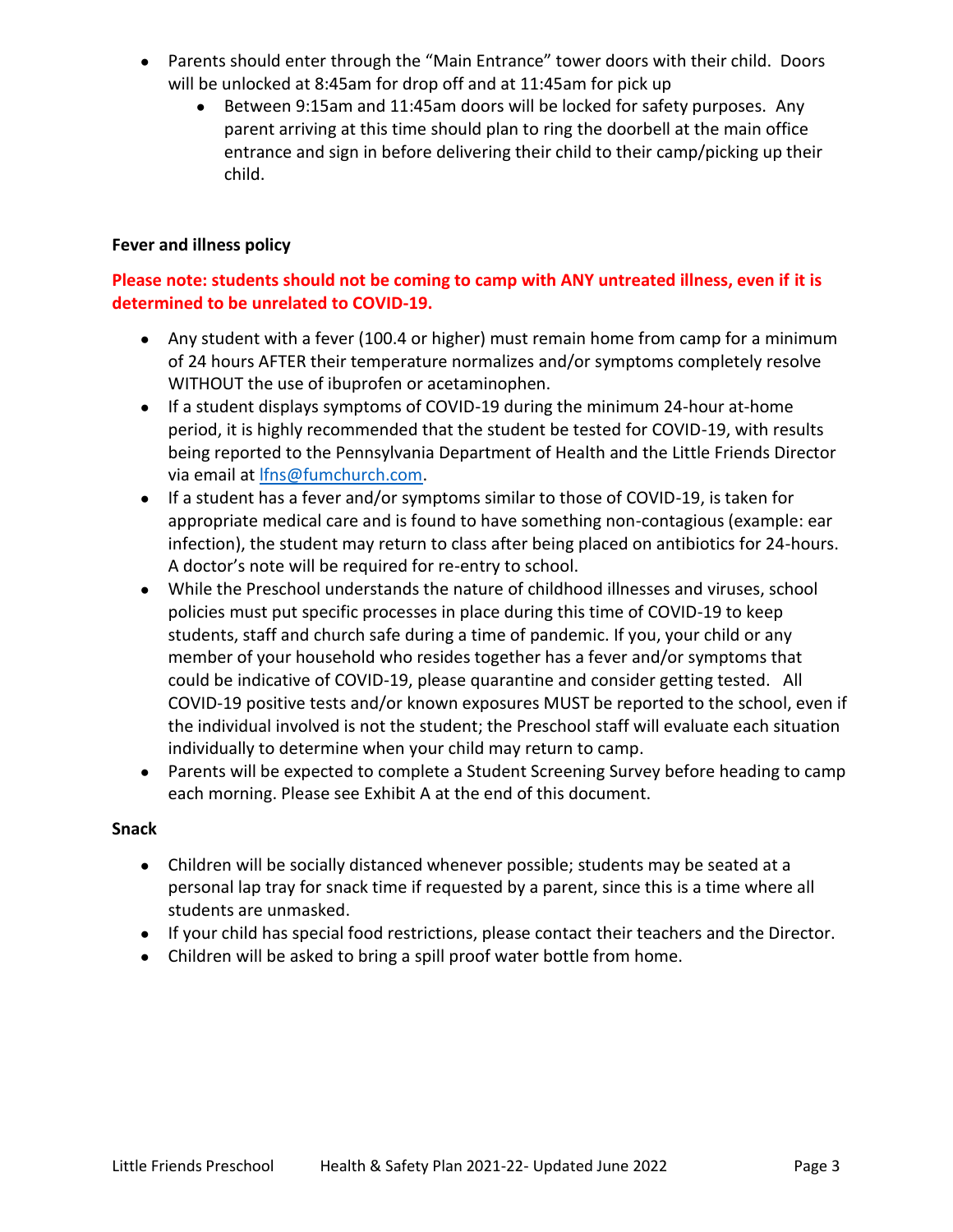- Parents should enter through the "Main Entrance" tower doors with their child. Doors will be unlocked at 8:45am for drop off and at 11:45am for pick up
  - Between 9:15am and 11:45am doors will be locked for safety purposes. Any parent arriving at this time should plan to ring the doorbell at the main office entrance and sign in before delivering their child to their camp/picking up their child.

**Fever and illness policy**

**Please note: students should not be coming to camp with ANY untreated illness, even if it is determined to be unrelated to COVID-19.**

- Any student with a fever (100.4 or higher) must remain home from camp for a minimum of 24 hours AFTER their temperature normalizes and/or symptoms completely resolve WITHOUT the use of ibuprofen or acetaminophen.
- If a student displays symptoms of COVID-19 during the minimum 24-hour at-home period, it is highly recommended that the student be tested for COVID-19, with results being reported to the Pennsylvania Department of Health and the Little Friends Director via email at [lfns@fumchurch.com](mailto:lfns@fumchurch.com).
- If a student has a fever and/or symptoms similar to those of COVID-19, is taken for appropriate medical care and is found to have something non-contagious (example: ear infection), the student may return to class after being placed on antibiotics for 24-hours. A doctor's note will be required for re-entry to school.
- While the Preschool understands the nature of childhood illnesses and viruses, school policies must put specific processes in place during this time of COVID-19 to keep students, staff and church safe during a time of pandemic. If you, your child or any member of your household who resides together has a fever and/or symptoms that could be indicative of COVID-19, please quarantine and consider getting tested. All COVID-19 positive tests and/or known exposures MUST be reported to the school, even if the individual involved is not the student; the Preschool staff will evaluate each situation individually to determine when your child may return to camp.
- Parents will be expected to complete a Student Screening Survey before heading to camp each morning. Please see Exhibit A at the end of this document.

**Snack**

- Children will be socially distanced whenever possible; students may be seated at a personal lap tray for snack time if requested by a parent, since this is a time where all students are unmasked.
- If your child has special food restrictions, please contact their teachers and the Director.
- Children will be asked to bring a spill proof water bottle from home.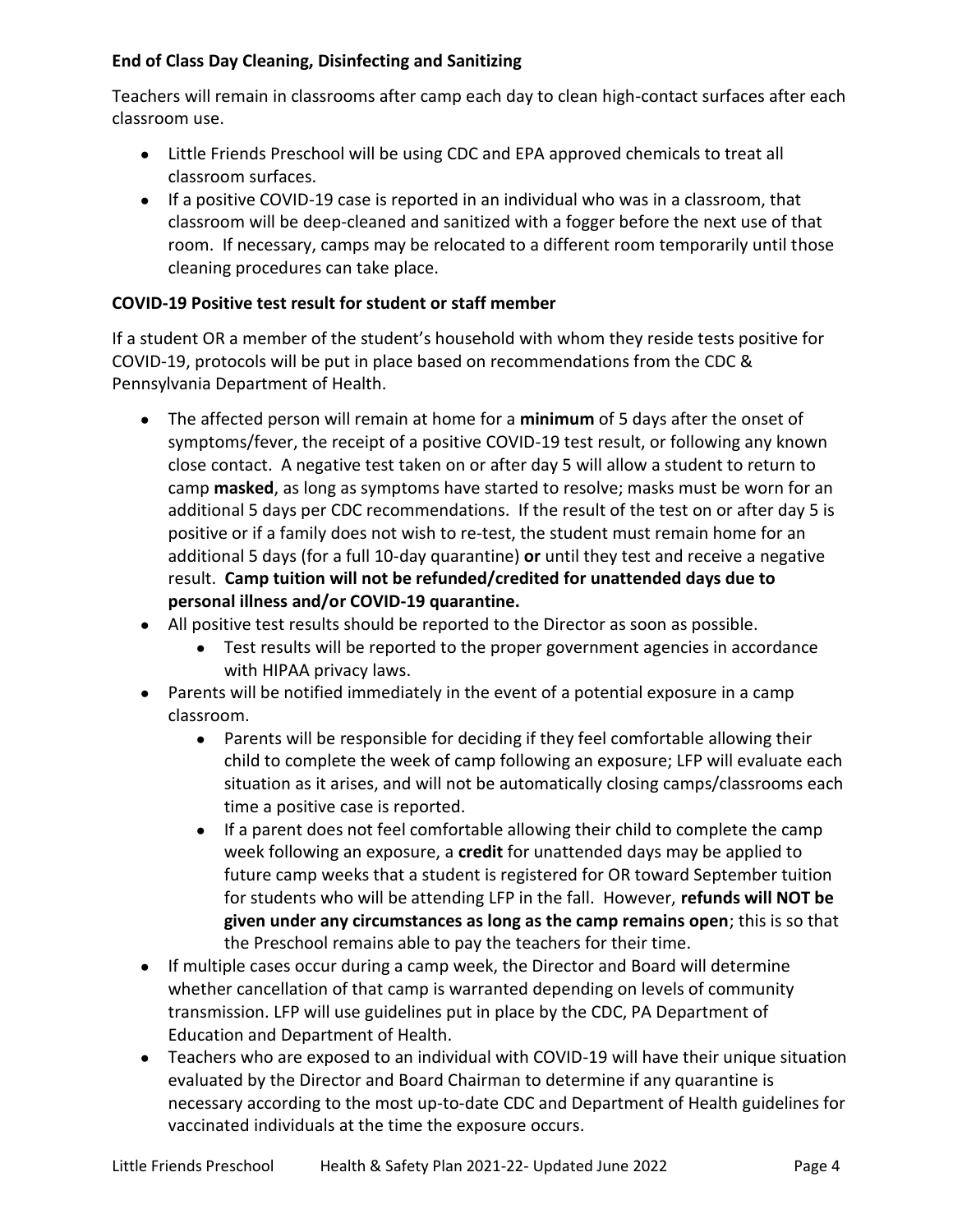**End of Class Day Cleaning, Disinfecting and Sanitizing**

Teachers will remain in classrooms after camp each day to clean high-contact surfaces after each classroom use.

- Little Friends Preschool will be using CDC and EPA approved chemicals to treat all classroom surfaces.
- If a positive COVID-19 case is reported in an individual who was in a classroom, that classroom will be deep-cleaned and sanitized with a fogger before the next use of that room. If necessary, camps may be relocated to a different room temporarily until those cleaning procedures can take place.

**COVID-19 Positive test result for student or staff member**

If a student OR a member of the student's household with whom they reside tests positive for COVID-19, protocols will be put in place based on recommendations from the CDC & Pennsylvania Department of Health.

- The affected person will remain at home for a **minimum** of 5 days after the onset of symptoms/fever, the receipt of a positive COVID-19 test result, or following any known close contact. A negative test taken on or after day 5 will allow a student to return to camp **masked**, as long as symptoms have started to resolve; masks must be worn for an additional 5 days per CDC recommendations. If the result of the test on or after day 5 is positive or if a family does not wish to re-test, the student must remain home for an additional 5 days (for a full 10-day quarantine) **or** until they test and receive a negative result. **Camp tuition will not be refunded/credited for unattended days due to personal illness and/or COVID-19 quarantine.**
- All positive test results should be reported to the Director as soon as possible.
    - Test results will be reported to the proper government agencies in accordance with HIPAA privacy laws.
- Parents will be notified immediately in the event of a potential exposure in a camp classroom.
    - Parents will be responsible for deciding if they feel comfortable allowing their child to complete the week of camp following an exposure; LFP will evaluate each situation as it arises, and will not be automatically closing camps/classrooms each time a positive case is reported.
    - If a parent does not feel comfortable allowing their child to complete the camp week following an exposure, a **credit** for unattended days may be applied to future camp weeks that a student is registered for OR toward September tuition for students who will be attending LFP in the fall. However, **refunds will NOT be given under any circumstances as long as the camp remains open**; this is so that the Preschool remains able to pay the teachers for their time.
- If multiple cases occur during a camp week, the Director and Board will determine whether cancellation of that camp is warranted depending on levels of community transmission. LFP will use guidelines put in place by the CDC, PA Department of Education and Department of Health.
- Teachers who are exposed to an individual with COVID-19 will have their unique situation evaluated by the Director and Board Chairman to determine if any quarantine is necessary according to the most up-to-date CDC and Department of Health guidelines for vaccinated individuals at the time the exposure occurs.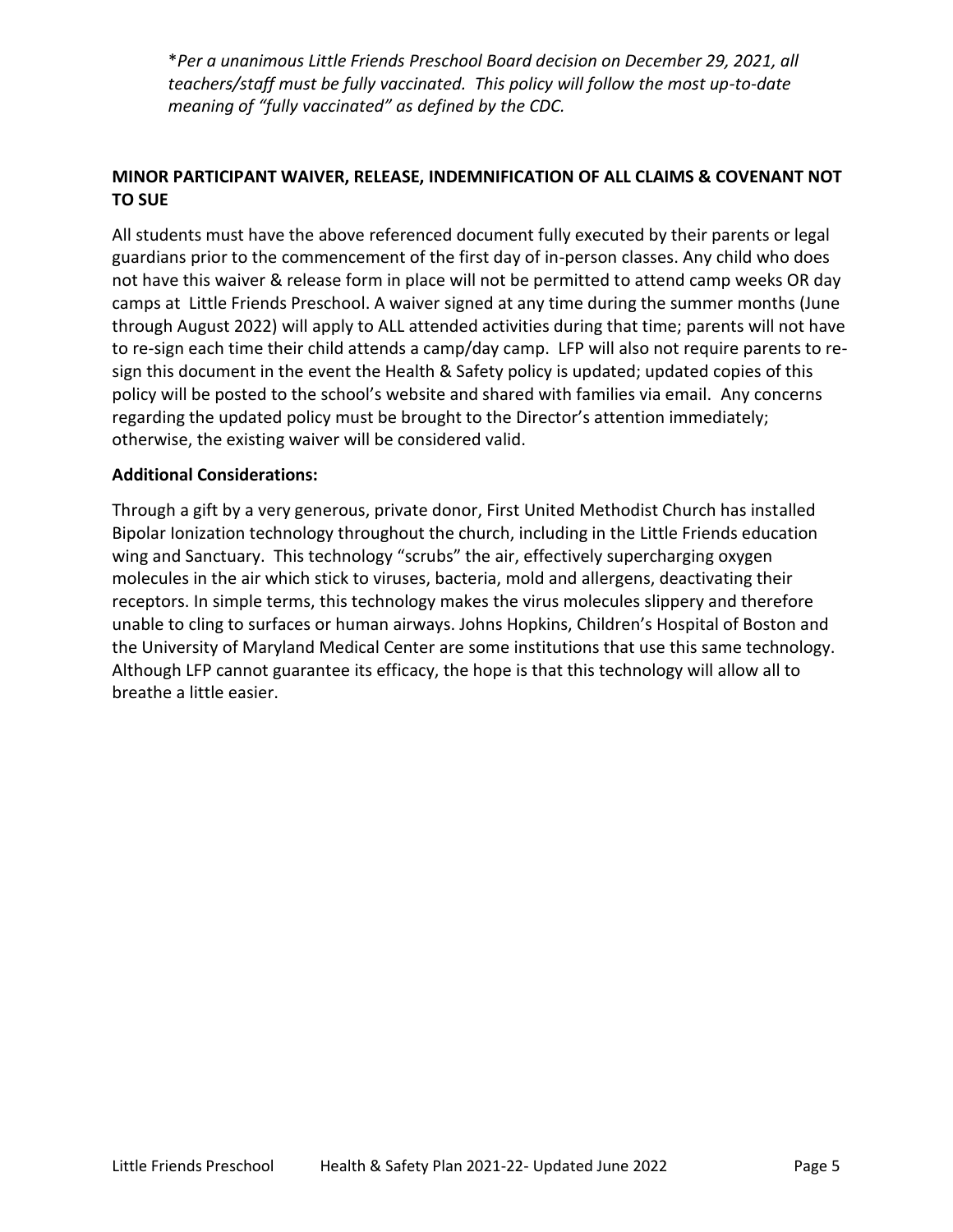*\*Per a unanimous Little Friends Preschool Board decision on December 29, 2021, all teachers/staff must be fully vaccinated. This policy will follow the most up-to-date meaning of "fully vaccinated" as defined by the CDC.*

**MINOR PARTICIPANT WAIVER, RELEASE, INDEMNIFICATION OF ALL CLAIMS & COVENANT NOT TO SUE**

All students must have the above referenced document fully executed by their parents or legal guardians prior to the commencement of the first day of in-person classes. Any child who does not have this waiver & release form in place will not be permitted to attend camp weeks OR day camps at Little Friends Preschool. A waiver signed at any time during the summer months (June through August 2022) will apply to ALL attended activities during that time; parents will not have to re-sign each time their child attends a camp/day camp. LFP will also not require parents to re-sign this document in the event the Health & Safety policy is updated; updated copies of this policy will be posted to the school's website and shared with families via email. Any concerns regarding the updated policy must be brought to the Director's attention immediately; otherwise, the existing waiver will be considered valid.

**Additional Considerations:**

Through a gift by a very generous, private donor, First United Methodist Church has installed Bipolar Ionization technology throughout the church, including in the Little Friends education wing and Sanctuary. This technology "scrubs" the air, effectively supercharging oxygen molecules in the air which stick to viruses, bacteria, mold and allergens, deactivating their receptors. In simple terms, this technology makes the virus molecules slippery and therefore unable to cling to surfaces or human airways. Johns Hopkins, Children's Hospital of Boston and the University of Maryland Medical Center are some institutions that use this same technology. Although LFP cannot guarantee its efficacy, the hope is that this technology will allow all to breathe a little easier.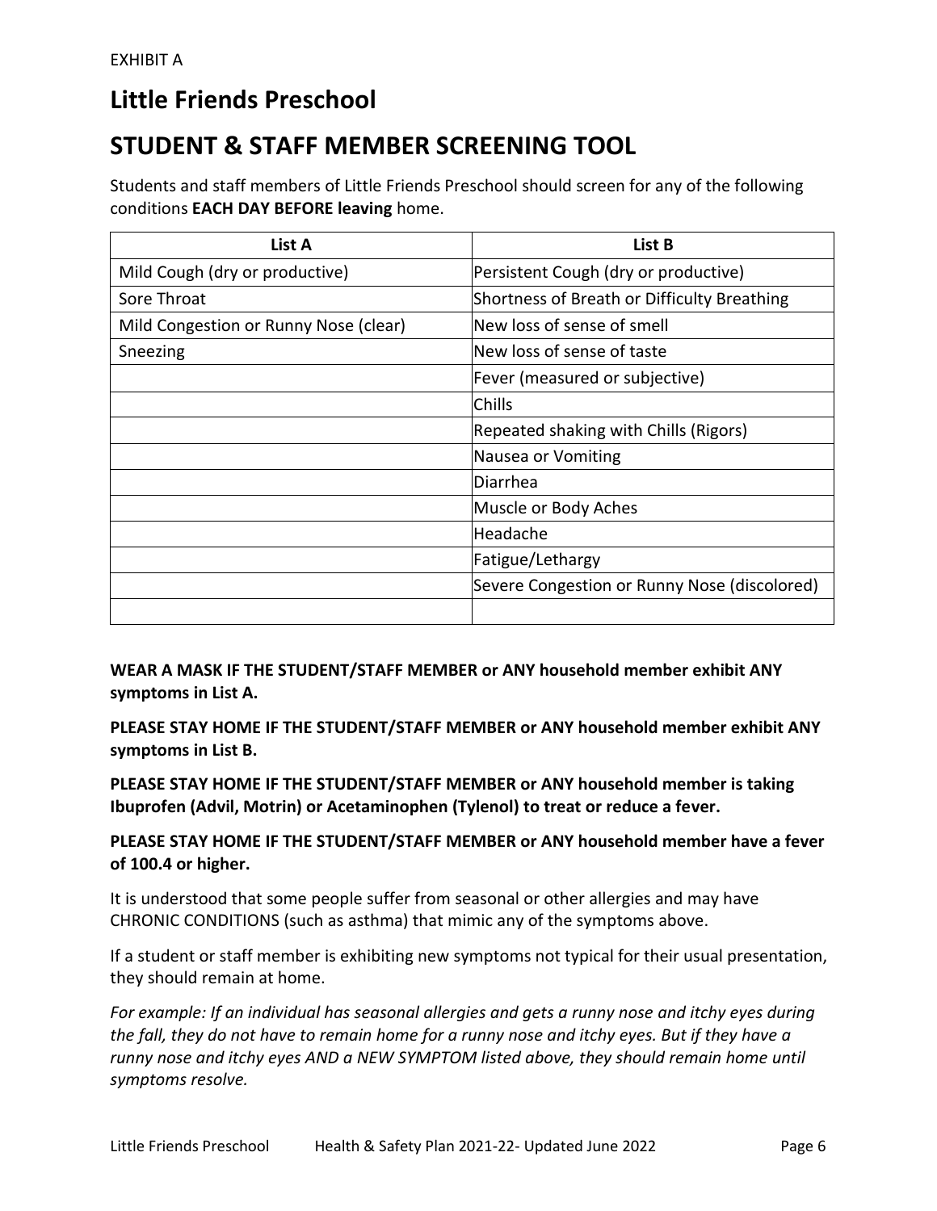EXHIBIT A

# Little Friends Preschool

# STUDENT & STAFF MEMBER SCREENING TOOL

Students and staff members of Little Friends Preschool should screen for any of the following conditions **EACH DAY BEFORE leaving** home.

| List A | List B |
|---|---|
| Mild Cough (dry or productive) | Persistent Cough (dry or productive) |
| Sore Throat | Shortness of Breath or Difficulty Breathing |
| Mild Congestion or Runny Nose (clear) | New loss of sense of smell |
| Sneezing | New loss of sense of taste |
| | Fever (measured or subjective) |
| | Chills |
| | Repeated shaking with Chills (Rigors) |
| | Nausea or Vomiting |
| | Diarrhea |
| | Muscle or Body Aches |
| | Headache |
| | Fatigue/Lethargy |
| | Severe Congestion or Runny Nose (discolored) |
| | |

**WEAR A MASK IF THE STUDENT/STAFF MEMBER or ANY household member exhibit ANY symptoms in List A.**

**PLEASE STAY HOME IF THE STUDENT/STAFF MEMBER or ANY household member exhibit ANY symptoms in List B.**

**PLEASE STAY HOME IF THE STUDENT/STAFF MEMBER or ANY household member is taking Ibuprofen (Advil, Motrin) or Acetaminophen (Tylenol) to treat or reduce a fever.**

**PLEASE STAY HOME IF THE STUDENT/STAFF MEMBER or ANY household member have a fever of 100.4 or higher.**

It is understood that some people suffer from seasonal or other allergies and may have CHRONIC CONDITIONS (such as asthma) that mimic any of the symptoms above.

If a student or staff member is exhibiting new symptoms not typical for their usual presentation, they should remain at home.

*For example: If an individual has seasonal allergies and gets a runny nose and itchy eyes during the fall, they do not have to remain home for a runny nose and itchy eyes. But if they have a runny nose and itchy eyes AND a NEW SYMPTOM listed above, they should remain home until symptoms resolve.*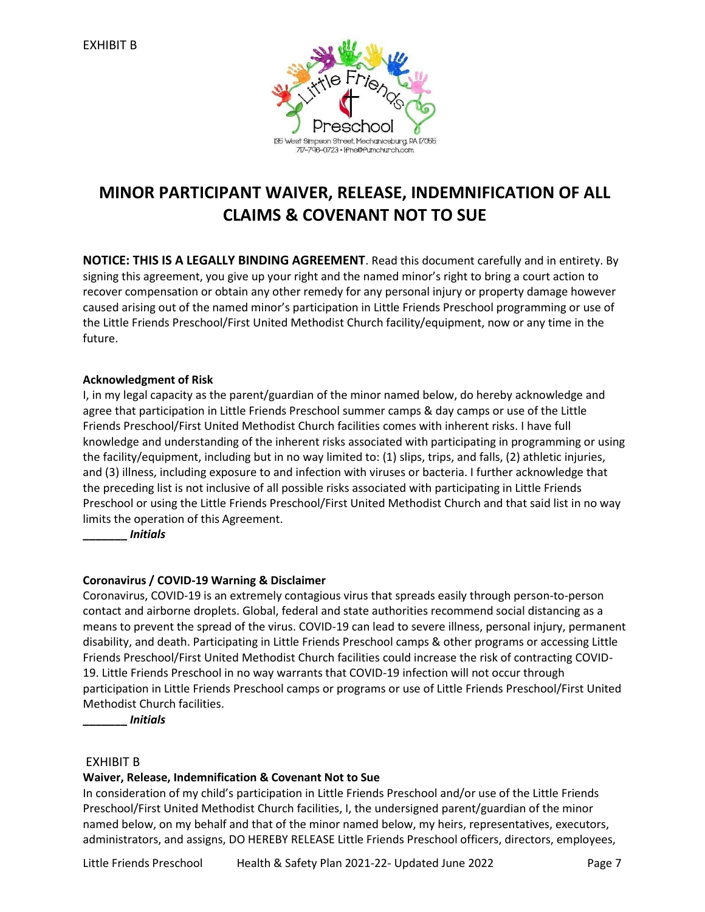EXHIBIT B

Little Friends Preschool

135 West Simpson Street, Mechanicsburg, PA 17055
717-796-0723 • lfna@fumchurch.com

# MINOR PARTICIPANT WAIVER, RELEASE, INDEMNIFICATION OF ALL CLAIMS & COVENANT NOT TO SUE

**NOTICE: THIS IS A LEGALLY BINDING AGREEMENT**. Read this document carefully and in entirety. By signing this agreement, you give up your right and the named minor's right to bring a court action to recover compensation or obtain any other remedy for any personal injury or property damage however caused arising out of the named minor's participation in Little Friends Preschool programming or use of the Little Friends Preschool/First United Methodist Church facility/equipment, now or any time in the future.

**Acknowledgment of Risk**

I, in my legal capacity as the parent/guardian of the minor named below, do hereby acknowledge and agree that participation in Little Friends Preschool summer camps & day camps or use of the Little Friends Preschool/First United Methodist Church facilities comes with inherent risks. I have full knowledge and understanding of the inherent risks associated with participating in programming or using the facility/equipment, including but in no way limited to: (1) slips, trips, and falls, (2) athletic injuries, and (3) illness, including exposure to and infection with viruses or bacteria. I further acknowledge that the preceding list is not inclusive of all possible risks associated with participating in Little Friends Preschool or using the Little Friends Preschool/First United Methodist Church and that said list in no way limits the operation of this Agreement.

**_______ *Initials***

**Coronavirus / COVID-19 Warning & Disclaimer**

Coronavirus, COVID-19 is an extremely contagious virus that spreads easily through person-to-person contact and airborne droplets. Global, federal and state authorities recommend social distancing as a means to prevent the spread of the virus. COVID-19 can lead to severe illness, personal injury, permanent disability, and death. Participating in Little Friends Preschool camps & other programs or accessing Little Friends Preschool/First United Methodist Church facilities could increase the risk of contracting COVID-19. Little Friends Preschool in no way warrants that COVID-19 infection will not occur through participation in Little Friends Preschool camps or programs or use of Little Friends Preschool/First United Methodist Church facilities.

**_______ *Initials***

EXHIBIT B

**Waiver, Release, Indemnification & Covenant Not to Sue**

In consideration of my child's participation in Little Friends Preschool and/or use of the Little Friends Preschool/First United Methodist Church facilities, I, the undersigned parent/guardian of the minor named below, on my behalf and that of the minor named below, my heirs, representatives, executors, administrators, and assigns, DO HEREBY RELEASE Little Friends Preschool officers, directors, employees,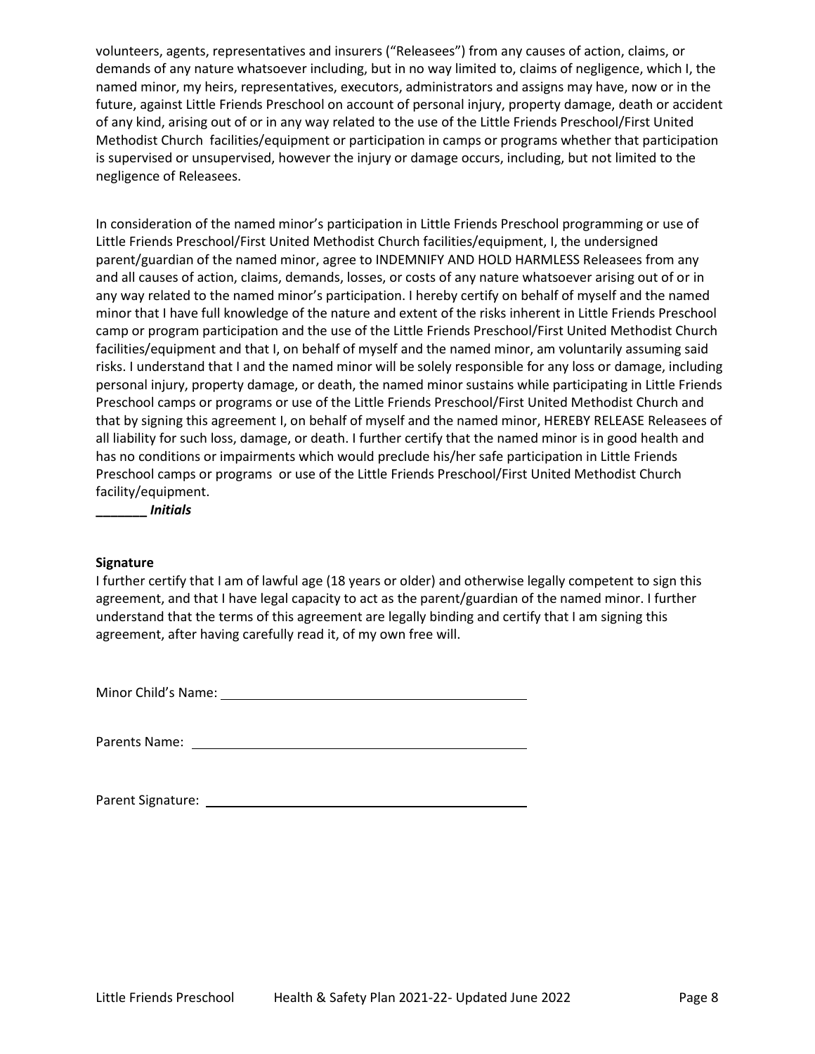volunteers, agents, representatives and insurers ("Releasees") from any causes of action, claims, or demands of any nature whatsoever including, but in no way limited to, claims of negligence, which I, the named minor, my heirs, representatives, executors, administrators and assigns may have, now or in the future, against Little Friends Preschool on account of personal injury, property damage, death or accident of any kind, arising out of or in any way related to the use of the Little Friends Preschool/First United Methodist Church facilities/equipment or participation in camps or programs whether that participation is supervised or unsupervised, however the injury or damage occurs, including, but not limited to the negligence of Releasees.

In consideration of the named minor's participation in Little Friends Preschool programming or use of Little Friends Preschool/First United Methodist Church facilities/equipment, I, the undersigned parent/guardian of the named minor, agree to INDEMNIFY AND HOLD HARMLESS Releasees from any and all causes of action, claims, demands, losses, or costs of any nature whatsoever arising out of or in any way related to the named minor's participation. I hereby certify on behalf of myself and the named minor that I have full knowledge of the nature and extent of the risks inherent in Little Friends Preschool camp or program participation and the use of the Little Friends Preschool/First United Methodist Church facilities/equipment and that I, on behalf of myself and the named minor, am voluntarily assuming said risks. I understand that I and the named minor will be solely responsible for any loss or damage, including personal injury, property damage, or death, the named minor sustains while participating in Little Friends Preschool camps or programs or use of the Little Friends Preschool/First United Methodist Church and that by signing this agreement I, on behalf of myself and the named minor, HEREBY RELEASE Releasees of all liability for such loss, damage, or death. I further certify that the named minor is in good health and has no conditions or impairments which would preclude his/her safe participation in Little Friends Preschool camps or programs or use of the Little Friends Preschool/First United Methodist Church facility/equipment.

***_______ Initials***

**Signature**

I further certify that I am of lawful age (18 years or older) and otherwise legally competent to sign this agreement, and that I have legal capacity to act as the parent/guardian of the named minor. I further understand that the terms of this agreement are legally binding and certify that I am signing this agreement, after having carefully read it, of my own free will.

Minor Child's Name: ________________________________________

Parents Name: ________________________________________

Parent Signature: ________________________________________